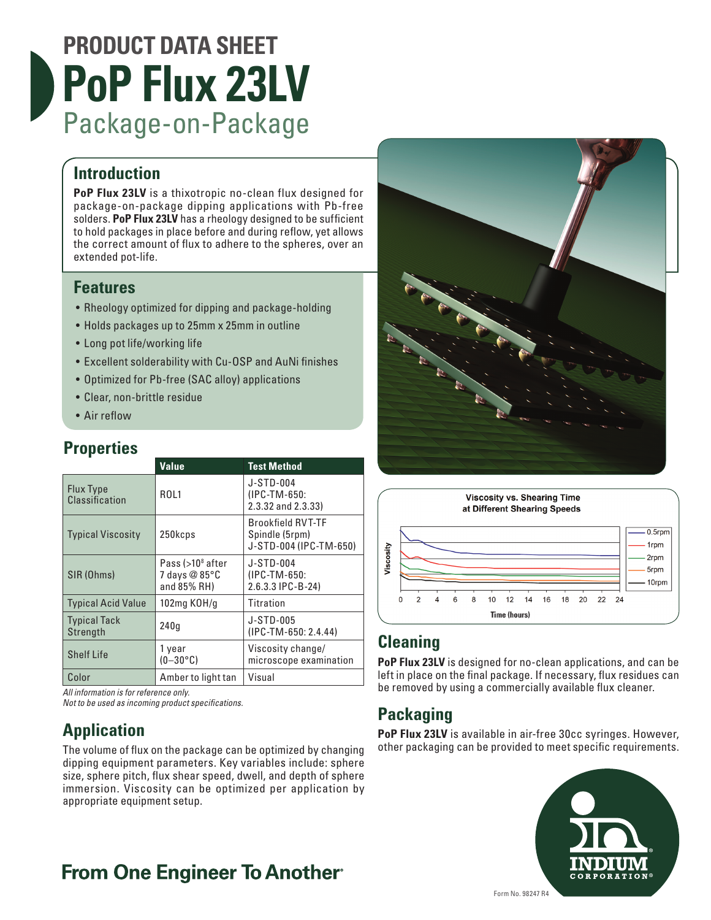# PRODUCT DATA SHEET

# PoP Flux 23LV

## Package-on-Package

## Introduction

**PoP Flux 23LV** is a thixotropic no-clean flux designed for package-on-package dipping applications with Pb-free solders. **PoP Flux 23LV** has a rheology designed to be sufficient to hold packages in place before and during reflow, yet allows the correct amount of flux to adhere to the spheres, over an extended pot-life.

## Features

- Rheology optimized for dipping and package-holding
- Holds packages up to 25mm x 25mm in outline
- Long pot life/working life
- Excellent solderability with Cu-OSP and AuNi finishes
- Optimized for Pb-free (SAC alloy) applications
- Clear, non-brittle residue
- Air reflow

## Properties

| | Value | Test Method |
|---|---|---|
| Flux Type Classification | ROL1 | J-STD-004 (IPC-TM-650: 2.3.32 and 2.3.33) |
| Typical Viscosity | 250kcps | Brookfield RVT-TF Spindle (5rpm) J-STD-004 (IPC-TM-650) |
| SIR (Ohms) | Pass (>$10^8$ after 7 days @ 85°C and 85% RH) | J-STD-004 (IPC-TM-650: 2.6.3.3 IPC-B-24) |
| Typical Acid Value | 102mg KOH/g | Titration |
| Typical Tack Strength | 240g | J-STD-005 (IPC-TM-650: 2.4.44) |
| Shelf Life | 1 year (0–30°C) | Viscosity change/ microscope examination |
| Color | Amber to light tan | Visual |

*All information is for reference only.*
*Not to be used as incoming product specifications.*

## Application

The volume of flux on the package can be optimized by changing dipping equipment parameters. Key variables include: sphere size, sphere pitch, flux shear speed, dwell, and depth of sphere immersion. Viscosity can be optimized per application by appropriate equipment setup.

**Viscosity vs. Shearing Time at Different Shearing Speeds**

## Cleaning

**PoP Flux 23LV** is designed for no-clean applications, and can be left in place on the final package. If necessary, flux residues can be removed by using a commercially available flux cleaner.

## Packaging

**PoP Flux 23LV** is available in air-free 30cc syringes. However, other packaging can be provided to meet specific requirements.

**From One Engineer To Another®**

Form No. 98247 R4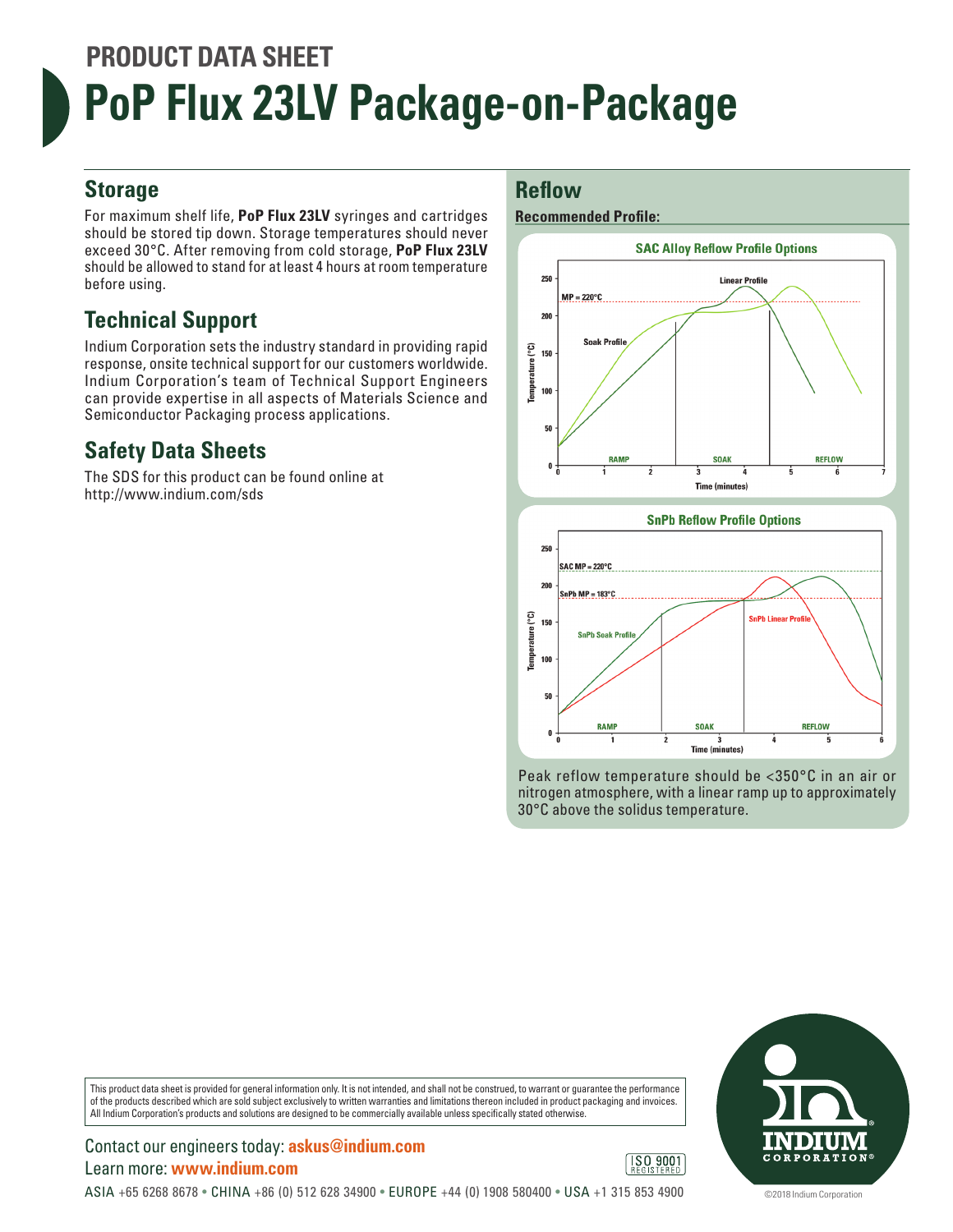PRODUCT DATA SHEET

# PoP Flux 23LV Package-on-Package

## Storage

For maximum shelf life, **PoP Flux 23LV** syringes and cartridges should be stored tip down. Storage temperatures should never exceed 30°C. After removing from cold storage, **PoP Flux 23LV** should be allowed to stand for at least 4 hours at room temperature before using.

## Technical Support

Indium Corporation sets the industry standard in providing rapid response, onsite technical support for our customers worldwide. Indium Corporation's team of Technical Support Engineers can provide expertise in all aspects of Materials Science and Semiconductor Packaging process applications.

## Safety Data Sheets

The SDS for this product can be found online at http://www.indium.com/sds

## Reflow

**Recommended Profile:**

SAC Alloy Reflow Profile Options

Linear Profile
MP = 220°C
Soak Profile
Temperature (°C)
RAMP
SOAK
REFLOW
Time (minutes)

SnPb Reflow Profile Options

SAC MP = 220°C
SnPb MP = 183°C
SnPb Linear Profile
SnPb Soak Profile
Temperature (°C)
RAMP
SOAK
REFLOW
Time (minutes)

Peak reflow temperature should be <350°C in an air or nitrogen atmosphere, with a linear ramp up to approximately 30°C above the solidus temperature.

This product data sheet is provided for general information only. It is not intended, and shall not be construed, to warrant or guarantee the performance of the products described which are sold subject exclusively to written warranties and limitations thereon included in product packaging and invoices. All Indium Corporation's products and solutions are designed to be commercially available unless specifically stated otherwise.

Contact our engineers today: **askus@indium.com**
Learn more: **www.indium.com**

ASIA +65 6268 8678 • CHINA +86 (0) 512 628 34900 • EUROPE +44 (0) 1908 580400 • USA +1 315 853 4900

ISO 9001 REGISTERED

©2018 Indium Corporation